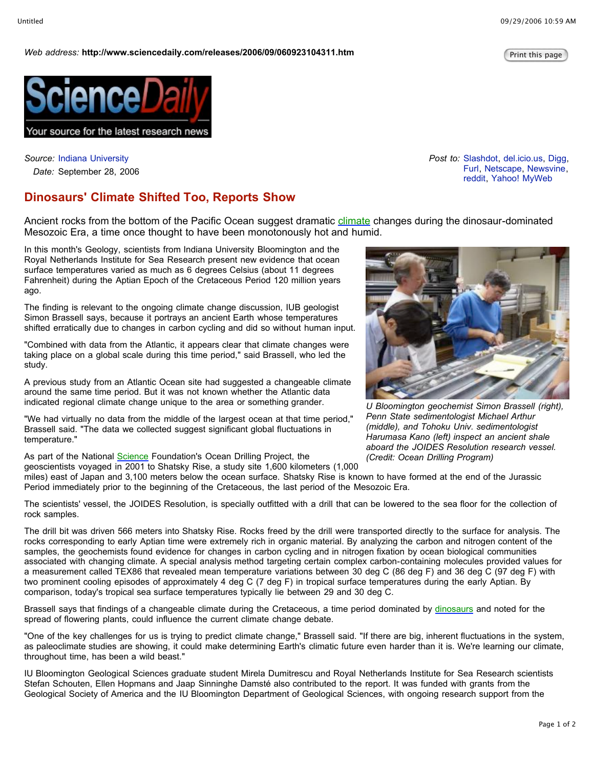Web address: **http://www.sciencedaily.com/releases/2006/09/060923104311.htm**

Source: Indiana University
Date: September 28, 2006

Post to: Slashdot, del.icio.us, Digg, Furl, Netscape, Newsvine, reddit, Yahoo! MyWeb

# Dinosaurs' Climate Shifted Too, Reports Show

Ancient rocks from the bottom of the Pacific Ocean suggest dramatic climate changes during the dinosaur-dominated Mesozoic Era, a time once thought to have been monotonously hot and humid.

In this month's Geology, scientists from Indiana University Bloomington and the Royal Netherlands Institute for Sea Research present new evidence that ocean surface temperatures varied as much as 6 degrees Celsius (about 11 degrees Fahrenheit) during the Aptian Epoch of the Cretaceous Period 120 million years ago.

The finding is relevant to the ongoing climate change discussion, IUB geologist Simon Brassell says, because it portrays an ancient Earth whose temperatures shifted erratically due to changes in carbon cycling and did so without human input.

"Combined with data from the Atlantic, it appears clear that climate changes were taking place on a global scale during this time period," said Brassell, who led the study.

A previous study from an Atlantic Ocean site had suggested a changeable climate around the same time period. But it was not known whether the Atlantic data indicated regional climate change unique to the area or something grander.

"We had virtually no data from the middle of the largest ocean at that time period," Brassell said. "The data we collected suggest significant global fluctuations in temperature."

*U Bloomington geochemist Simon Brassell (right), Penn State sedimentologist Michael Arthur (middle), and Tohoku Univ. sedimentologist Harumasa Kano (left) inspect an ancient shale aboard the JOIDES Resolution research vessel. (Credit: Ocean Drilling Program)*

As part of the National Science Foundation's Ocean Drilling Project, the geoscientists voyaged in 2001 to Shatsky Rise, a study site 1,600 kilometers (1,000 miles) east of Japan and 3,100 meters below the ocean surface. Shatsky Rise is known to have formed at the end of the Jurassic Period immediately prior to the beginning of the Cretaceous, the last period of the Mesozoic Era.

The scientists' vessel, the JOIDES Resolution, is specially outfitted with a drill that can be lowered to the sea floor for the collection of rock samples.

The drill bit was driven 566 meters into Shatsky Rise. Rocks freed by the drill were transported directly to the surface for analysis. The rocks corresponding to early Aptian time were extremely rich in organic material. By analyzing the carbon and nitrogen content of the samples, the geochemists found evidence for changes in carbon cycling and in nitrogen fixation by ocean biological communities associated with changing climate. A special analysis method targeting certain complex carbon-containing molecules provided values for a measurement called TEX86 that revealed mean temperature variations between 30 deg C (86 deg F) and 36 deg C (97 deg F) with two prominent cooling episodes of approximately 4 deg C (7 deg F) in tropical surface temperatures during the early Aptian. By comparison, today's tropical sea surface temperatures typically lie between 29 and 30 deg C.

Brassell says that findings of a changeable climate during the Cretaceous, a time period dominated by dinosaurs and noted for the spread of flowering plants, could influence the current climate change debate.

"One of the key challenges for us is trying to predict climate change," Brassell said. "If there are big, inherent fluctuations in the system, as paleoclimate studies are showing, it could make determining Earth's climatic future even harder than it is. We're learning our climate, throughout time, has been a wild beast."

IU Bloomington Geological Sciences graduate student Mirela Dumitrescu and Royal Netherlands Institute for Sea Research scientists Stefan Schouten, Ellen Hopmans and Jaap Sinninghe Damsté also contributed to the report. It was funded with grants from the Geological Society of America and the IU Bloomington Department of Geological Sciences, with ongoing research support from the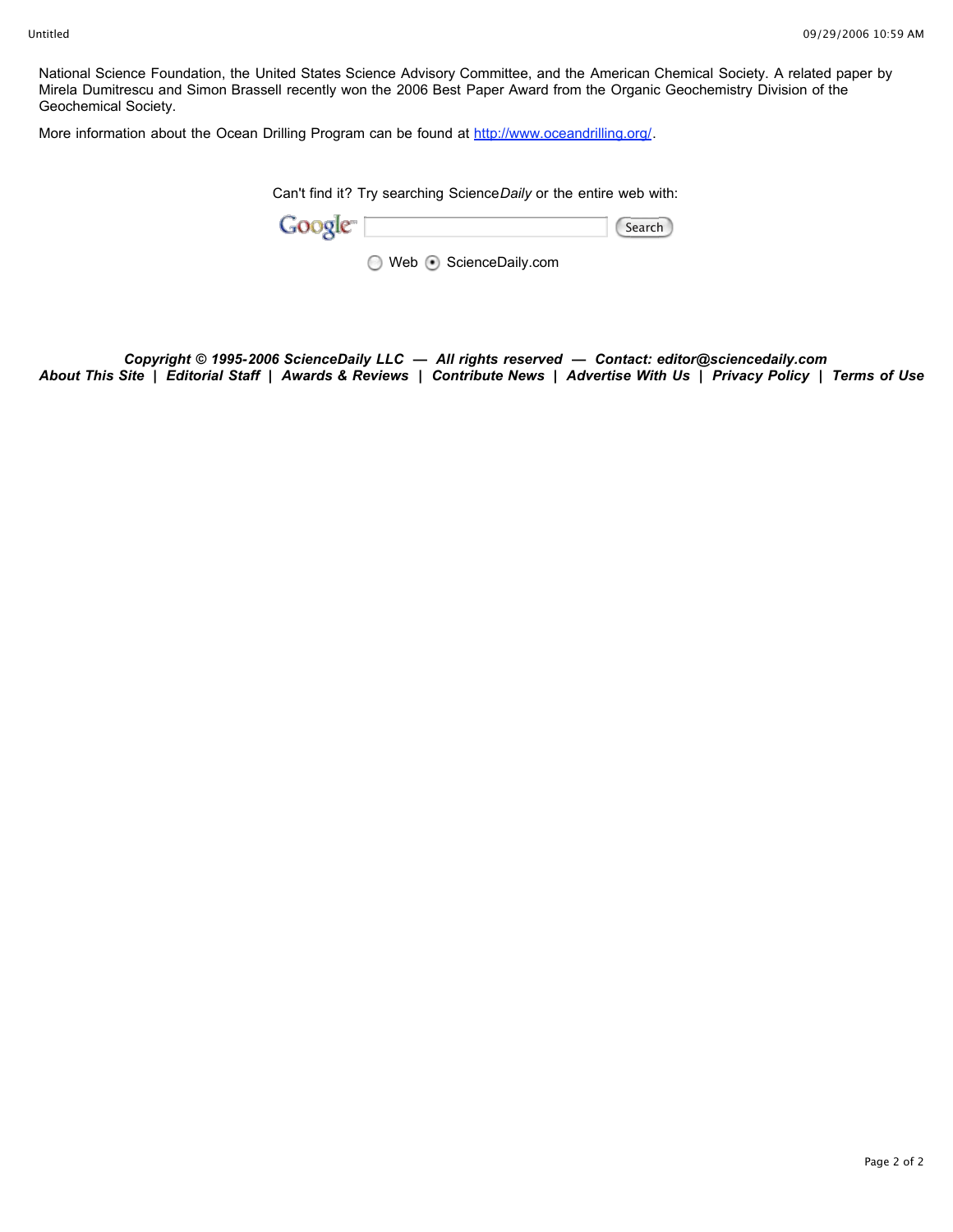National Science Foundation, the United States Science Advisory Committee, and the American Chemical Society. A related paper by Mirela Dumitrescu and Simon Brassell recently won the 2006 Best Paper Award from the Organic Geochemistry Division of the Geochemical Society.

More information about the Ocean Drilling Program can be found at http://www.oceandrilling.org/.

Can't find it? Try searching Science*Daily* or the entire web with:

Google [Search]

Web ScienceDaily.com

***Copyright © 1995-2006 ScienceDaily LLC — All rights reserved — Contact: editor@sciencedaily.com***
***About This Site | Editorial Staff | Awards & Reviews | Contribute News | Advertise With Us | Privacy Policy | Terms of Use***